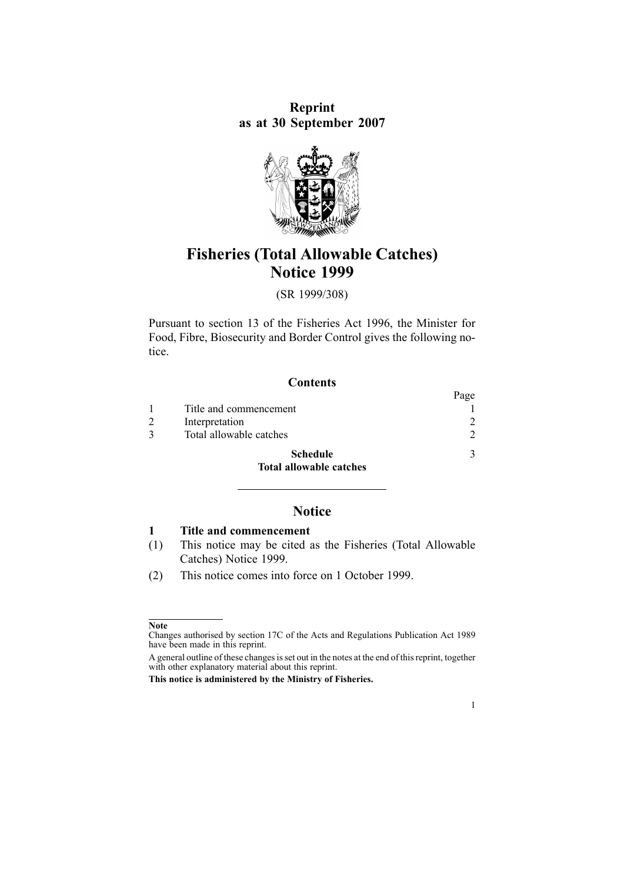**Reprint**
**as at 30 September 2007**

# Fisheries (Total Allowable Catches) Notice 1999

(SR 1999/308)

Pursuant to section 13 of the Fisheries Act 1996, the Minister for Food, Fibre, Biosecurity and Border Control gives the following notice.

## Contents

| | | Page |
|---|---|---|
| 1 | Title and commencement | 1 |
| 2 | Interpretation | 2 |
| 3 | Total allowable catches | 2 |
| | **Schedule** **Total allowable catches** | 3 |

## Notice

### 1 Title and commencement

(1) This notice may be cited as the Fisheries (Total Allowable Catches) Notice 1999.

(2) This notice comes into force on 1 October 1999.

---

**Note**

Changes authorised by section 17C of the Acts and Regulations Publication Act 1989 have been made in this reprint.

A general outline of these changes is set out in the notes at the end of this reprint, together with other explanatory material about this reprint.

**This notice is administered by the Ministry of Fisheries.**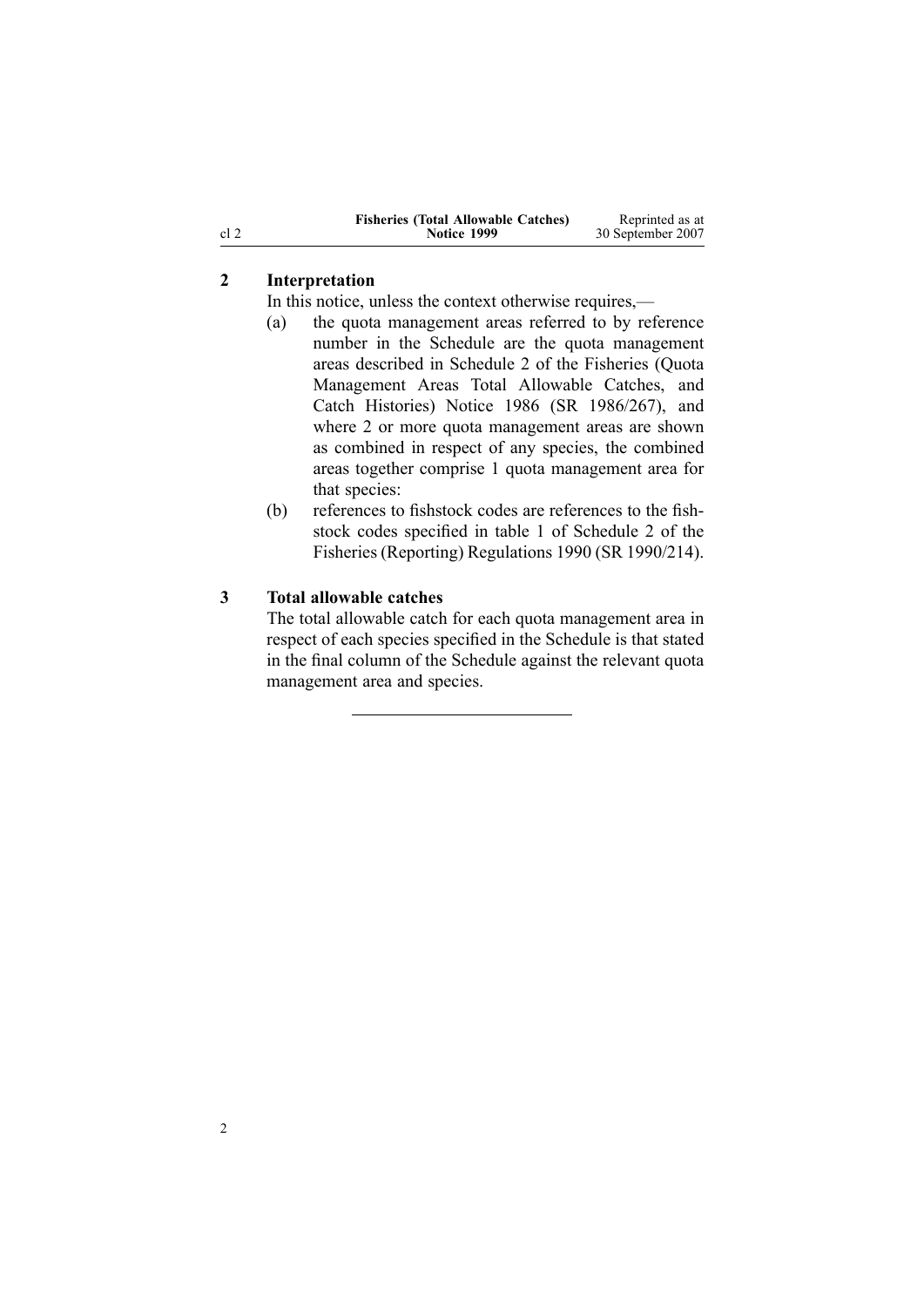## 2 Interpretation

In this notice, unless the context otherwise requires,—

(a) the quota management areas referred to by reference number in the Schedule are the quota management areas described in Schedule 2 of the Fisheries (Quota Management Areas Total Allowable Catches, and Catch Histories) Notice 1986 (SR 1986/267), and where 2 or more quota management areas are shown as combined in respect of any species, the combined areas together comprise 1 quota management area for that species:

(b) references to fishstock codes are references to the fishstock codes specified in table 1 of Schedule 2 of the Fisheries (Reporting) Regulations 1990 (SR 1990/214).

## 3 Total allowable catches

The total allowable catch for each quota management area in respect of each species specified in the Schedule is that stated in the final column of the Schedule against the relevant quota management area and species.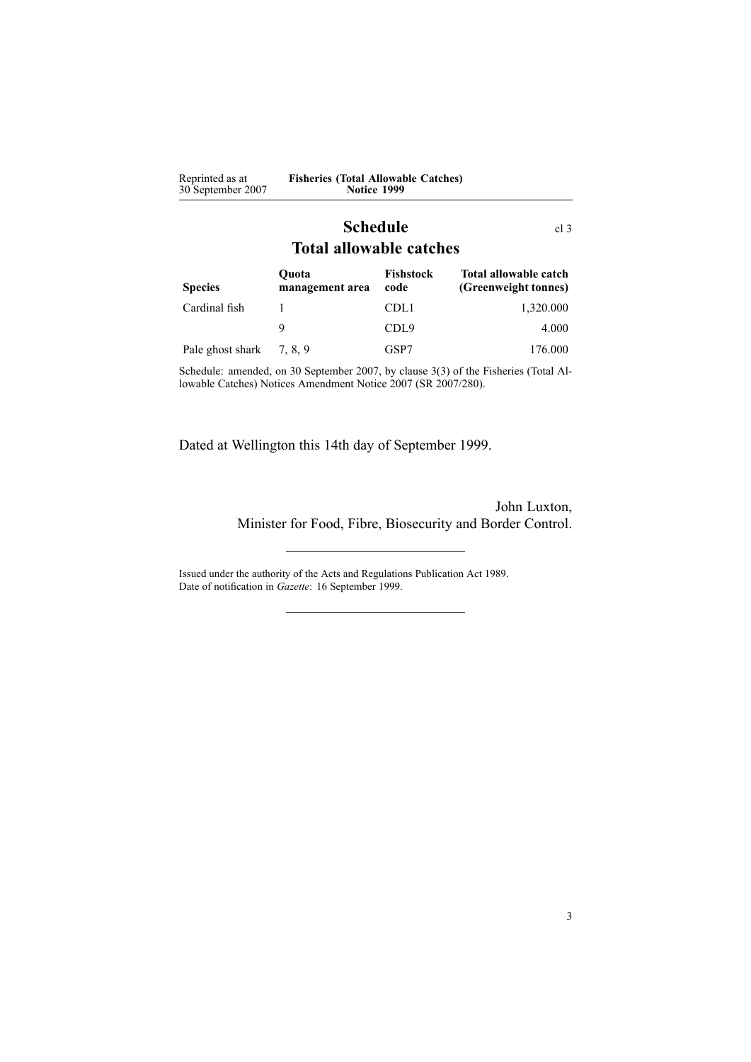## Schedule

cl 3

## Total allowable catches

| Species | Quota management area | Fishstock code | Total allowable catch (Greenweight tonnes) |
|---|---|---|---|
| Cardinal fish | 1 | CDL1 | 1,320.000 |
| | 9 | CDL9 | 4.000 |
| Pale ghost shark | 7, 8, 9 | GSP7 | 176.000 |

Schedule: amended, on 30 September 2007, by clause 3(3) of the Fisheries (Total Allowable Catches) Notices Amendment Notice 2007 (SR 2007/280).

Dated at Wellington this 14th day of September 1999.

John Luxton,
Minister for Food, Fibre, Biosecurity and Border Control.

Issued under the authority of the Acts and Regulations Publication Act 1989.
Date of notification in *Gazette*: 16 September 1999.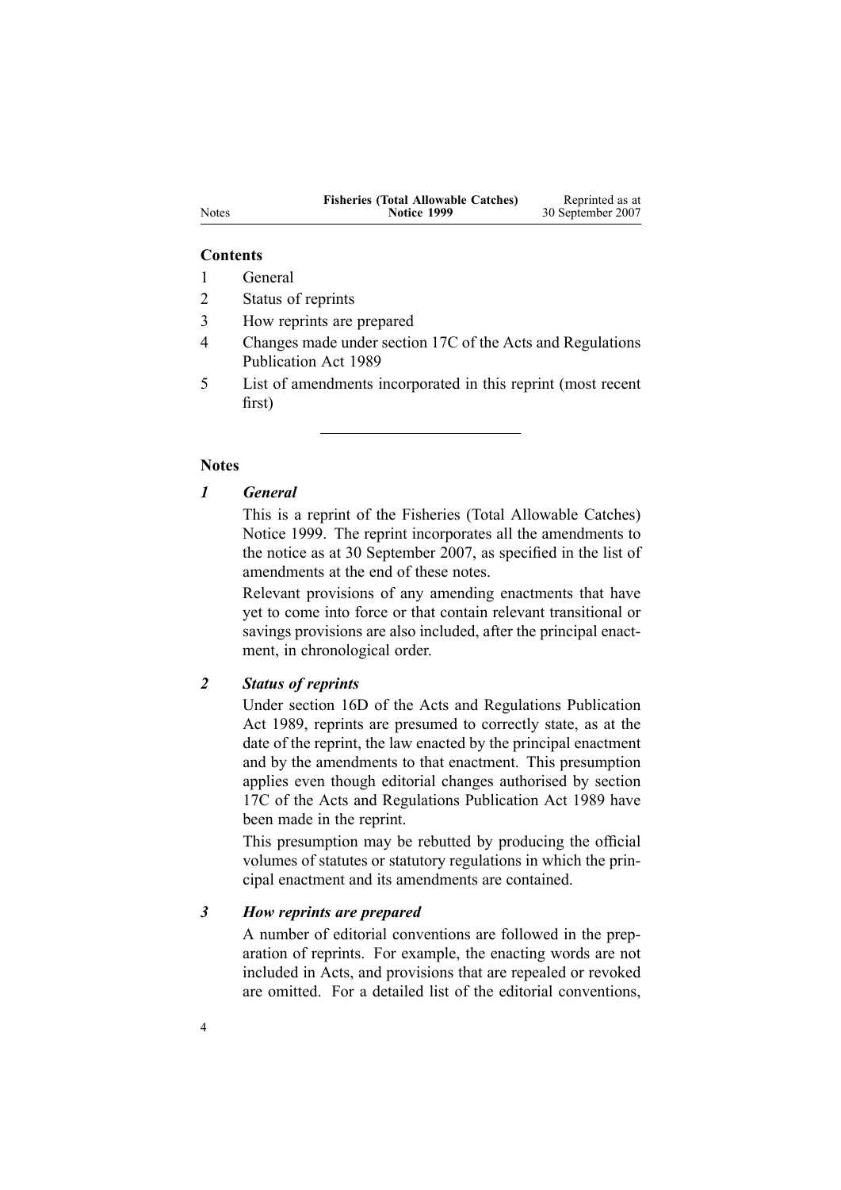**Contents**

1 General
2 Status of reprints
3 How reprints are prepared
4 Changes made under section 17C of the Acts and Regulations Publication Act 1989
5 List of amendments incorporated in this reprint (most recent first)

---

**Notes**

***1 General***

This is a reprint of the Fisheries (Total Allowable Catches) Notice 1999. The reprint incorporates all the amendments to the notice as at 30 September 2007, as specified in the list of amendments at the end of these notes.

Relevant provisions of any amending enactments that have yet to come into force or that contain relevant transitional or savings provisions are also included, after the principal enactment, in chronological order.

***2 Status of reprints***

Under section 16D of the Acts and Regulations Publication Act 1989, reprints are presumed to correctly state, as at the date of the reprint, the law enacted by the principal enactment and by the amendments to that enactment. This presumption applies even though editorial changes authorised by section 17C of the Acts and Regulations Publication Act 1989 have been made in the reprint.

This presumption may be rebutted by producing the official volumes of statutes or statutory regulations in which the principal enactment and its amendments are contained.

***3 How reprints are prepared***

A number of editorial conventions are followed in the preparation of reprints. For example, the enacting words are not included in Acts, and provisions that are repealed or revoked are omitted. For a detailed list of the editorial conventions,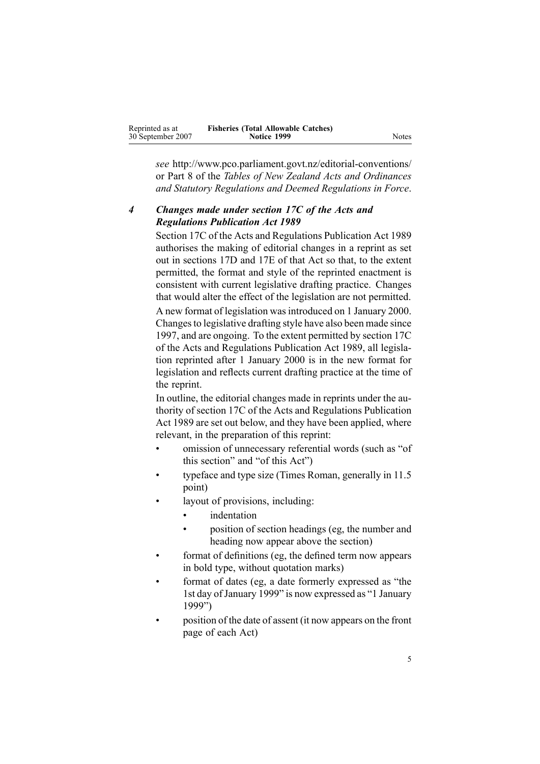*see* http://www.pco.parliament.govt.nz/editorial-conventions/ or Part 8 of the *Tables of New Zealand Acts and Ordinances and Statutory Regulations and Deemed Regulations in Force*.

### *4 Changes made under section 17C of the Acts and Regulations Publication Act 1989*

Section 17C of the Acts and Regulations Publication Act 1989 authorises the making of editorial changes in a reprint as set out in sections 17D and 17E of that Act so that, to the extent permitted, the format and style of the reprinted enactment is consistent with current legislative drafting practice. Changes that would alter the effect of the legislation are not permitted.

A new format of legislation was introduced on 1 January 2000. Changes to legislative drafting style have also been made since 1997, and are ongoing. To the extent permitted by section 17C of the Acts and Regulations Publication Act 1989, all legislation reprinted after 1 January 2000 is in the new format for legislation and reflects current drafting practice at the time of the reprint.

In outline, the editorial changes made in reprints under the authority of section 17C of the Acts and Regulations Publication Act 1989 are set out below, and they have been applied, where relevant, in the preparation of this reprint:

- omission of unnecessary referential words (such as "of this section" and "of this Act")
- typeface and type size (Times Roman, generally in 11.5 point)
- layout of provisions, including:
  - indentation
  - position of section headings (eg, the number and heading now appear above the section)
- format of definitions (eg, the defined term now appears in bold type, without quotation marks)
- format of dates (eg, a date formerly expressed as "the 1st day of January 1999" is now expressed as "1 January 1999")
- position of the date of assent (it now appears on the front page of each Act)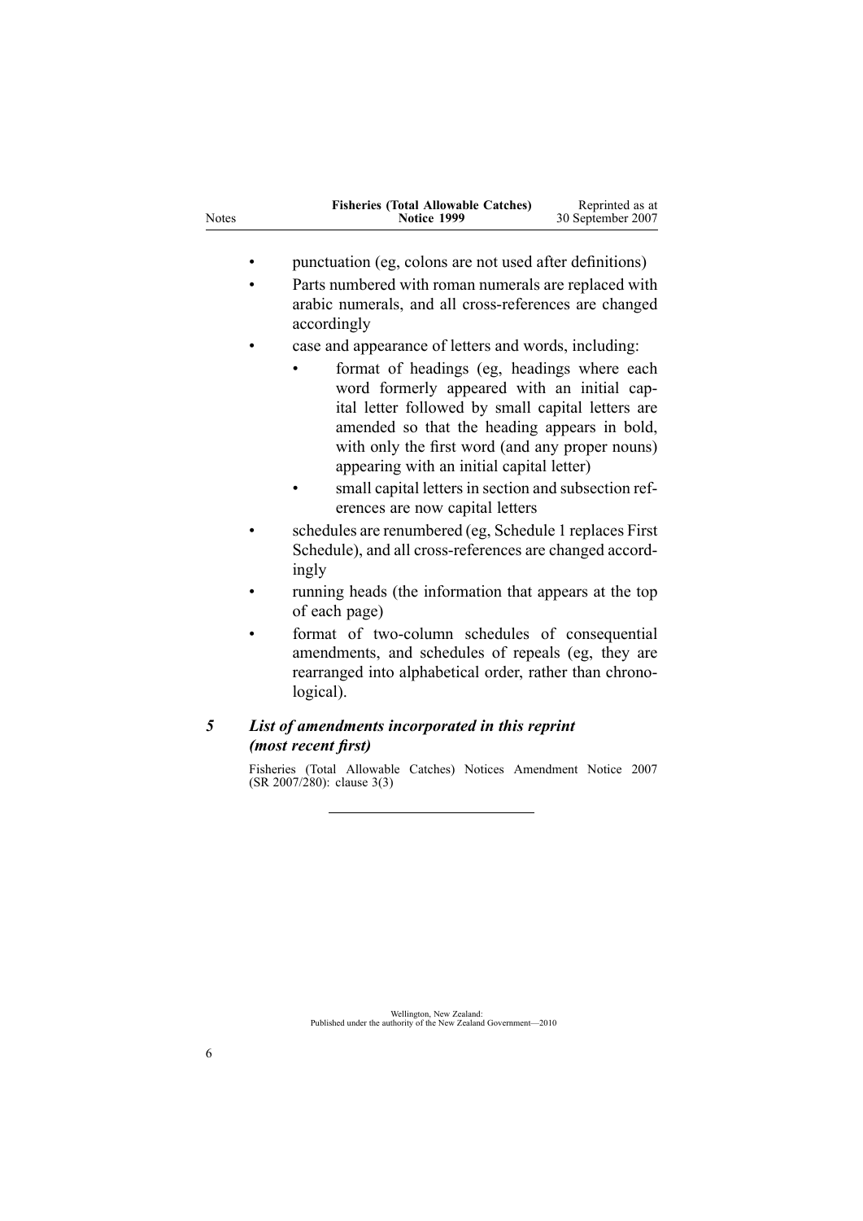- punctuation (eg, colons are not used after definitions)
- Parts numbered with roman numerals are replaced with arabic numerals, and all cross-references are changed accordingly
- case and appearance of letters and words, including:
  - format of headings (eg, headings where each word formerly appeared with an initial capital letter followed by small capital letters are amended so that the heading appears in bold, with only the first word (and any proper nouns) appearing with an initial capital letter)
  - small capital letters in section and subsection references are now capital letters
- schedules are renumbered (eg, Schedule 1 replaces First Schedule), and all cross-references are changed accordingly
- running heads (the information that appears at the top of each page)
- format of two-column schedules of consequential amendments, and schedules of repeals (eg, they are rearranged into alphabetical order, rather than chronological).

### *5 List of amendments incorporated in this reprint (most recent first)*

Fisheries (Total Allowable Catches) Notices Amendment Notice 2007 (SR 2007/280): clause 3(3)

---

Wellington, New Zealand:
Published under the authority of the New Zealand Government—2010